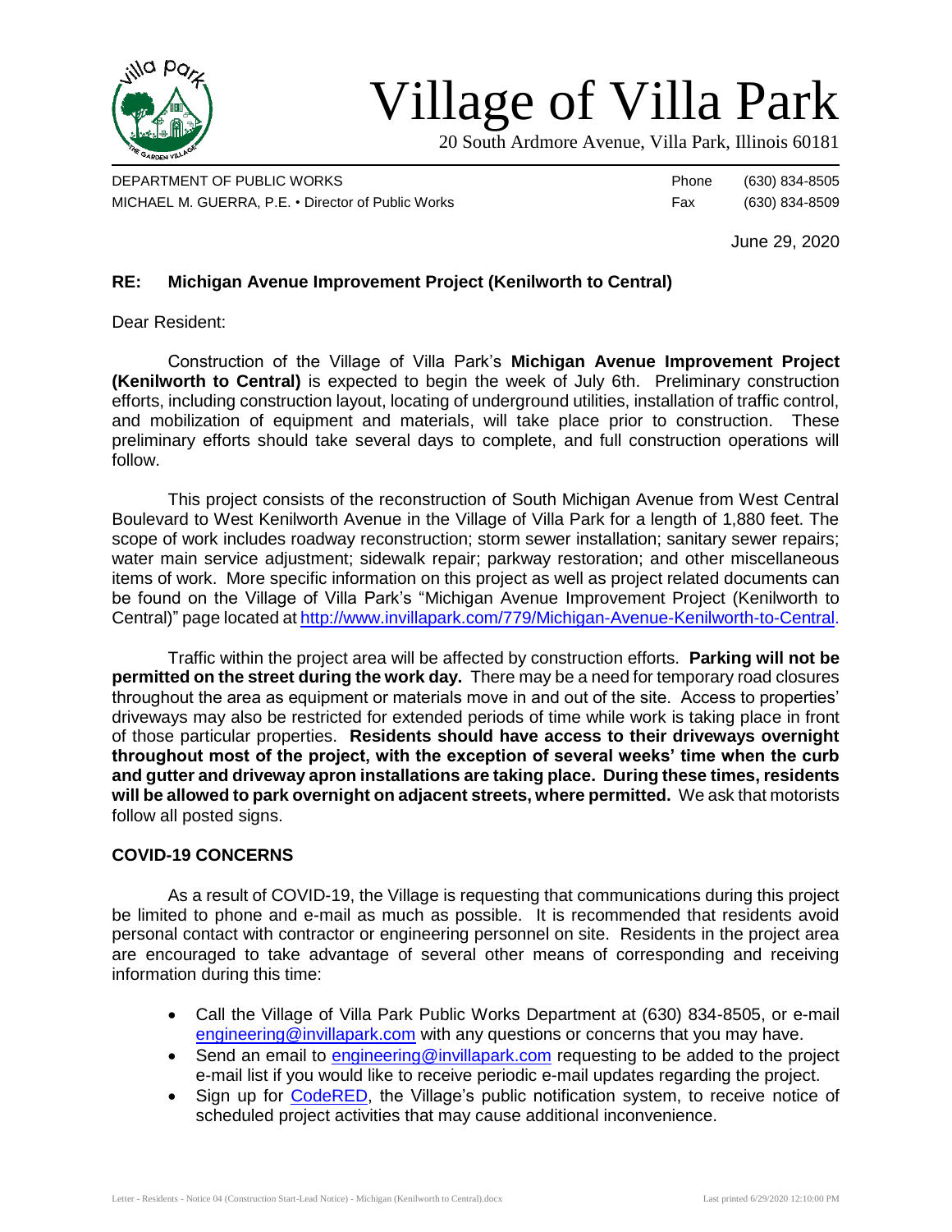# Village of Villa Park

20 South Ardmore Avenue, Villa Park, Illinois 60181

DEPARTMENT OF PUBLIC WORKS | Phone (630) 834-8505
MICHAEL M. GUERRA, P.E. • Director of Public Works | Fax (630) 834-8509

June 29, 2020

**RE: Michigan Avenue Improvement Project (Kenilworth to Central)**

Dear Resident:

Construction of the Village of Villa Park's **Michigan Avenue Improvement Project (Kenilworth to Central)** is expected to begin the week of July 6th. Preliminary construction efforts, including construction layout, locating of underground utilities, installation of traffic control, and mobilization of equipment and materials, will take place prior to construction. These preliminary efforts should take several days to complete, and full construction operations will follow.

This project consists of the reconstruction of South Michigan Avenue from West Central Boulevard to West Kenilworth Avenue in the Village of Villa Park for a length of 1,880 feet. The scope of work includes roadway reconstruction; storm sewer installation; sanitary sewer repairs; water main service adjustment; sidewalk repair; parkway restoration; and other miscellaneous items of work. More specific information on this project as well as project related documents can be found on the Village of Villa Park's "Michigan Avenue Improvement Project (Kenilworth to Central)" page located at [http://www.invillapark.com/779/Michigan-Avenue-Kenilworth-to-Central](http://www.invillapark.com/779/Michigan-Avenue-Kenilworth-to-Central).

Traffic within the project area will be affected by construction efforts. **Parking will not be permitted on the street during the work day.** There may be a need for temporary road closures throughout the area as equipment or materials move in and out of the site. Access to properties' driveways may also be restricted for extended periods of time while work is taking place in front of those particular properties. **Residents should have access to their driveways overnight throughout most of the project, with the exception of several weeks' time when the curb and gutter and driveway apron installations are taking place. During these times, residents will be allowed to park overnight on adjacent streets, where permitted.** We ask that motorists follow all posted signs.

## COVID-19 CONCERNS

As a result of COVID-19, the Village is requesting that communications during this project be limited to phone and e-mail as much as possible. It is recommended that residents avoid personal contact with contractor or engineering personnel on site. Residents in the project area are encouraged to take advantage of several other means of corresponding and receiving information during this time:

- Call the Village of Villa Park Public Works Department at (630) 834-8505, or e-mail engineering@invillapark.com with any questions or concerns that you may have.
- Send an email to engineering@invillapark.com requesting to be added to the project e-mail list if you would like to receive periodic e-mail updates regarding the project.
- Sign up for CodeRED, the Village's public notification system, to receive notice of scheduled project activities that may cause additional inconvenience.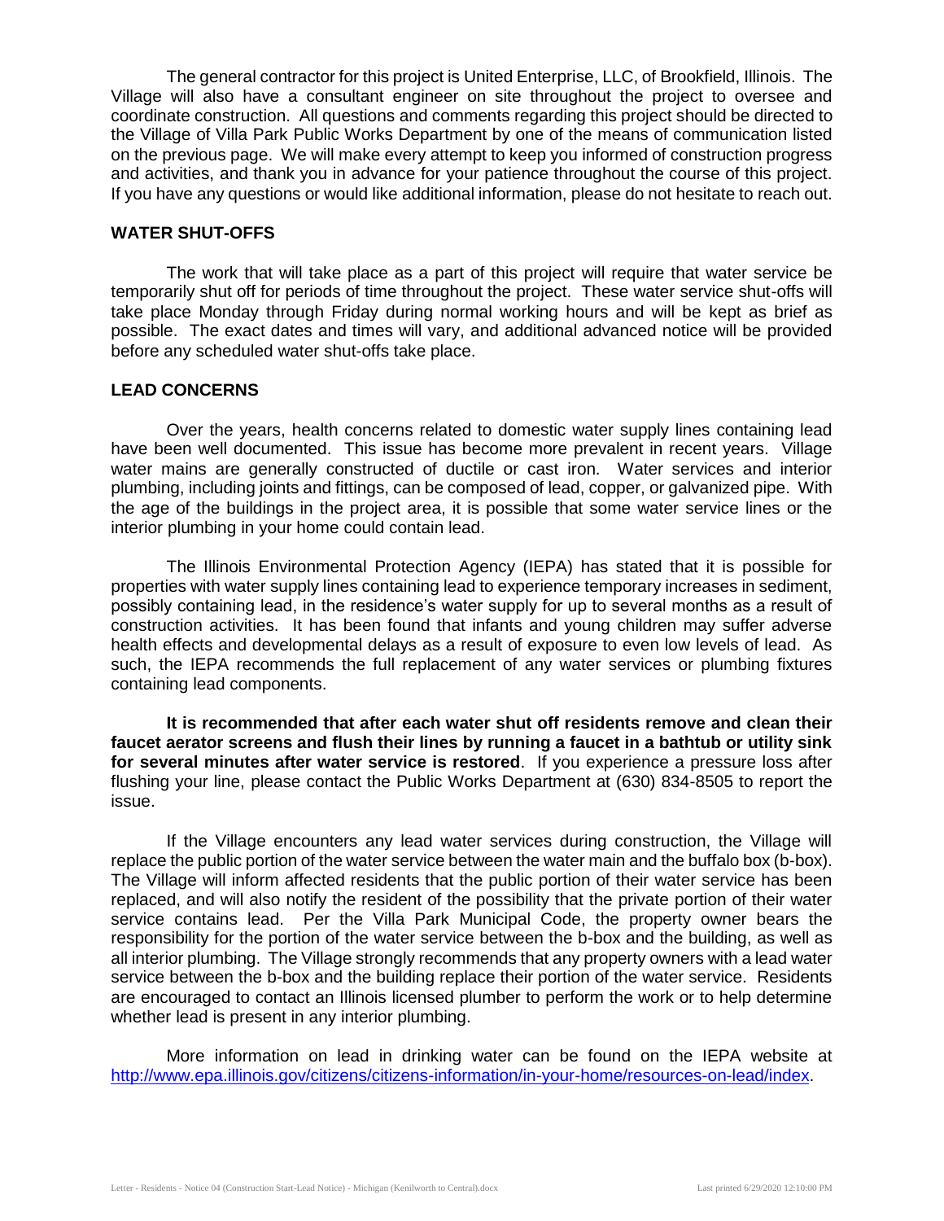The general contractor for this project is United Enterprise, LLC, of Brookfield, Illinois. The Village will also have a consultant engineer on site throughout the project to oversee and coordinate construction. All questions and comments regarding this project should be directed to the Village of Villa Park Public Works Department by one of the means of communication listed on the previous page. We will make every attempt to keep you informed of construction progress and activities, and thank you in advance for your patience throughout the course of this project. If you have any questions or would like additional information, please do not hesitate to reach out.

**WATER SHUT-OFFS**

The work that will take place as a part of this project will require that water service be temporarily shut off for periods of time throughout the project. These water service shut-offs will take place Monday through Friday during normal working hours and will be kept as brief as possible. The exact dates and times will vary, and additional advanced notice will be provided before any scheduled water shut-offs take place.

**LEAD CONCERNS**

Over the years, health concerns related to domestic water supply lines containing lead have been well documented. This issue has become more prevalent in recent years. Village water mains are generally constructed of ductile or cast iron. Water services and interior plumbing, including joints and fittings, can be composed of lead, copper, or galvanized pipe. With the age of the buildings in the project area, it is possible that some water service lines or the interior plumbing in your home could contain lead.

The Illinois Environmental Protection Agency (IEPA) has stated that it is possible for properties with water supply lines containing lead to experience temporary increases in sediment, possibly containing lead, in the residence's water supply for up to several months as a result of construction activities. It has been found that infants and young children may suffer adverse health effects and developmental delays as a result of exposure to even low levels of lead. As such, the IEPA recommends the full replacement of any water services or plumbing fixtures containing lead components.

**It is recommended that after each water shut off residents remove and clean their faucet aerator screens and flush their lines by running a faucet in a bathtub or utility sink for several minutes after water service is restored**. If you experience a pressure loss after flushing your line, please contact the Public Works Department at (630) 834-8505 to report the issue.

If the Village encounters any lead water services during construction, the Village will replace the public portion of the water service between the water main and the buffalo box (b-box). The Village will inform affected residents that the public portion of their water service has been replaced, and will also notify the resident of the possibility that the private portion of their water service contains lead. Per the Villa Park Municipal Code, the property owner bears the responsibility for the portion of the water service between the b-box and the building, as well as all interior plumbing. The Village strongly recommends that any property owners with a lead water service between the b-box and the building replace their portion of the water service. Residents are encouraged to contact an Illinois licensed plumber to perform the work or to help determine whether lead is present in any interior plumbing.

More information on lead in drinking water can be found on the IEPA website at [http://www.epa.illinois.gov/citizens/citizens-information/in-your-home/resources-on-lead/index](http://www.epa.illinois.gov/citizens/citizens-information/in-your-home/resources-on-lead/index).